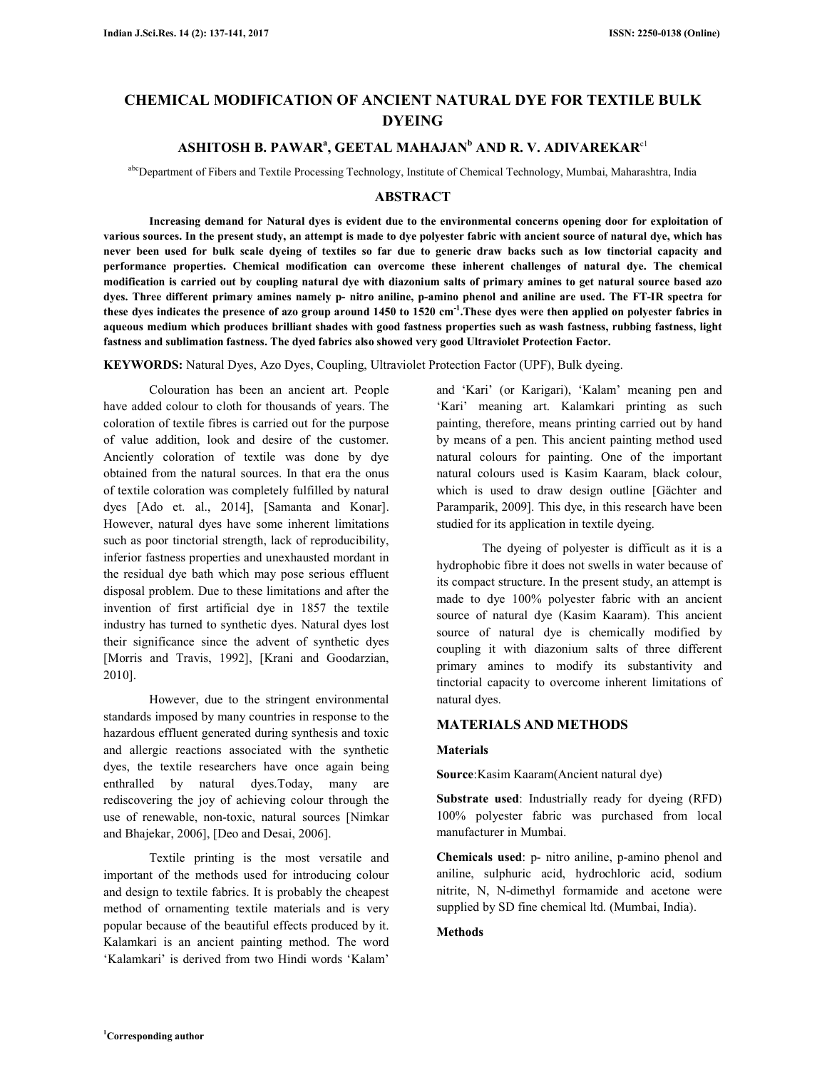# CHEMICAL MODIFICATION OF ANCIENT NATURAL DYE FOR TEXTILE BULK DYEING

**ASHITOSH B. PAWAR[a], GEETAL MAHAJAN[b] AND R. V. ADIVAREKAR[c1]**

[abc]Department of Fibers and Textile Processing Technology, Institute of Chemical Technology, Mumbai, Maharashtra, India

## ABSTRACT

**Increasing demand for Natural dyes is evident due to the environmental concerns opening door for exploitation of various sources. In the present study, an attempt is made to dye polyester fabric with ancient source of natural dye, which has never been used for bulk scale dyeing of textiles so far due to generic draw backs such as low tinctorial capacity and performance properties. Chemical modification can overcome these inherent challenges of natural dye. The chemical modification is carried out by coupling natural dye with diazonium salts of primary amines to get natural source based azo dyes. Three different primary amines namely p- nitro aniline, p-amino phenol and aniline are used. The FT-IR spectra for these dyes indicates the presence of azo group around 1450 to 1520 $cm^{-1}$.These dyes were then applied on polyester fabrics in aqueous medium which produces brilliant shades with good fastness properties such as wash fastness, rubbing fastness, light fastness and sublimation fastness. The dyed fabrics also showed very good Ultraviolet Protection Factor.**

**KEYWORDS:** Natural Dyes, Azo Dyes, Coupling, Ultraviolet Protection Factor (UPF), Bulk dyeing.

Colouration has been an ancient art. People have added colour to cloth for thousands of years. The coloration of textile fibres is carried out for the purpose of value addition, look and desire of the customer. Anciently coloration of textile was done by dye obtained from the natural sources. In that era the onus of textile coloration was completely fulfilled by natural dyes [Ado et. al., 2014], [Samanta and Konar]. However, natural dyes have some inherent limitations such as poor tinctorial strength, lack of reproducibility, inferior fastness properties and unexhausted mordant in the residual dye bath which may pose serious effluent disposal problem. Due to these limitations and after the invention of first artificial dye in 1857 the textile industry has turned to synthetic dyes. Natural dyes lost their significance since the advent of synthetic dyes [Morris and Travis, 1992], [Krani and Goodarzian, 2010].

However, due to the stringent environmental standards imposed by many countries in response to the hazardous effluent generated during synthesis and toxic and allergic reactions associated with the synthetic dyes, the textile researchers have once again being enthralled by natural dyes.Today, many are rediscovering the joy of achieving colour through the use of renewable, non-toxic, natural sources [Nimkar and Bhajekar, 2006], [Deo and Desai, 2006].

Textile printing is the most versatile and important of the methods used for introducing colour and design to textile fabrics. It is probably the cheapest method of ornamenting textile materials and is very popular because of the beautiful effects produced by it. Kalamkari is an ancient painting method. The word 'Kalamkari' is derived from two Hindi words 'Kalam' and 'Kari' (or Karigari), 'Kalam' meaning pen and 'Kari' meaning art. Kalamkari printing as such painting, therefore, means printing carried out by hand by means of a pen. This ancient painting method used natural colours for painting. One of the important natural colours used is Kasim Kaaram, black colour, which is used to draw design outline [Gächter and Paramparik, 2009]. This dye, in this research have been studied for its application in textile dyeing.

The dyeing of polyester is difficult as it is a hydrophobic fibre it does not swells in water because of its compact structure. In the present study, an attempt is made to dye 100% polyester fabric with an ancient source of natural dye (Kasim Kaaram). This ancient source of natural dye is chemically modified by coupling it with diazonium salts of three different primary amines to modify its substantivity and tinctorial capacity to overcome inherent limitations of natural dyes.

## MATERIALS AND METHODS

### Materials

**Source**:Kasim Kaaram(Ancient natural dye)

**Substrate used**: Industrially ready for dyeing (RFD) 100% polyester fabric was purchased from local manufacturer in Mumbai.

**Chemicals used**: p- nitro aniline, p-amino phenol and aniline, sulphuric acid, hydrochloric acid, sodium nitrite, N, N-dimethyl formamide and acetone were supplied by SD fine chemical ltd. (Mumbai, India).

### Methods

[1]Corresponding author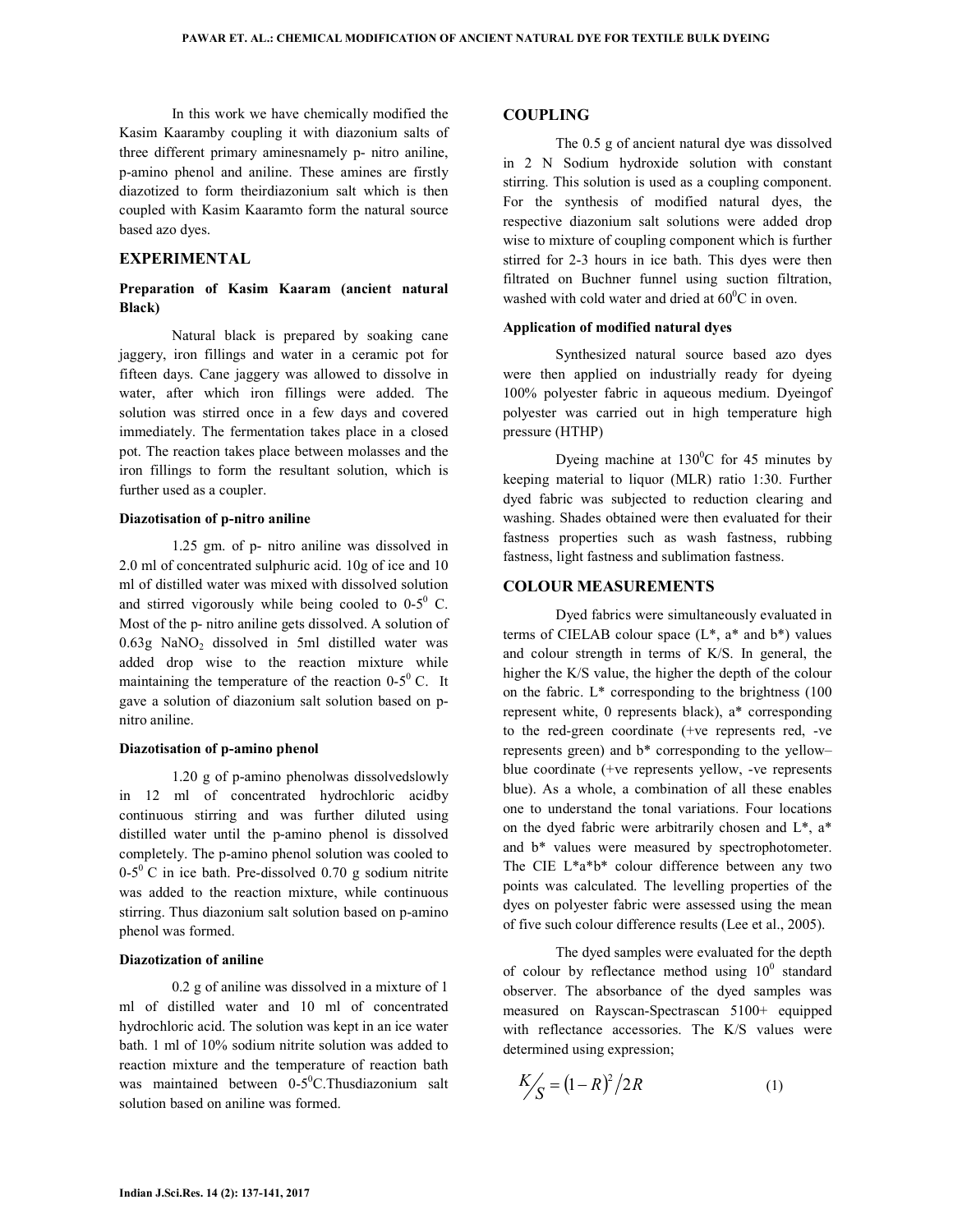In this work we have chemically modified the Kasim Kaaramby coupling it with diazonium salts of three different primary aminesnamely p- nitro aniline, p-amino phenol and aniline. These amines are firstly diazotized to form theirdiazonium salt which is then coupled with Kasim Kaaramto form the natural source based azo dyes.

## EXPERIMENTAL

### Preparation of Kasim Kaaram (ancient natural Black)

Natural black is prepared by soaking cane jaggery, iron fillings and water in a ceramic pot for fifteen days. Cane jaggery was allowed to dissolve in water, after which iron fillings were added. The solution was stirred once in a few days and covered immediately. The fermentation takes place in a closed pot. The reaction takes place between molasses and the iron fillings to form the resultant solution, which is further used as a coupler.

#### Diazotisation of p-nitro aniline

1.25 gm. of p- nitro aniline was dissolved in 2.0 ml of concentrated sulphuric acid. 10g of ice and 10 ml of distilled water was mixed with dissolved solution and stirred vigorously while being cooled to 0-5$^0$ C. Most of the p- nitro aniline gets dissolved. A solution of 0.63g $NaNO_2$ dissolved in 5ml distilled water was added drop wise to the reaction mixture while maintaining the temperature of the reaction 0-5$^0$ C. It gave a solution of diazonium salt solution based on p-nitro aniline.

#### Diazotisation of p-amino phenol

1.20 g of p-amino phenolwas dissolvedslowly in 12 ml of concentrated hydrochloric acidby continuous stirring and was further diluted using distilled water until the p-amino phenol is dissolved completely. The p-amino phenol solution was cooled to 0-5$^0$ C in ice bath. Pre-dissolved 0.70 g sodium nitrite was added to the reaction mixture, while continuous stirring. Thus diazonium salt solution based on p-amino phenol was formed.

#### Diazotization of aniline

0.2 g of aniline was dissolved in a mixture of 1 ml of distilled water and 10 ml of concentrated hydrochloric acid. The solution was kept in an ice water bath. 1 ml of 10% sodium nitrite solution was added to reaction mixture and the temperature of reaction bath was maintained between 0-5$^0$C.Thusdiazonium salt solution based on aniline was formed.

## COUPLING

The 0.5 g of ancient natural dye was dissolved in 2 N Sodium hydroxide solution with constant stirring. This solution is used as a coupling component. For the synthesis of modified natural dyes, the respective diazonium salt solutions were added drop wise to mixture of coupling component which is further stirred for 2-3 hours in ice bath. This dyes were then filtrated on Buchner funnel using suction filtration, washed with cold water and dried at 60$^0$C in oven.

#### Application of modified natural dyes

Synthesized natural source based azo dyes were then applied on industrially ready for dyeing 100% polyester fabric in aqueous medium. Dyeingof polyester was carried out in high temperature high pressure (HTHP)

Dyeing machine at 130$^0$C for 45 minutes by keeping material to liquor (MLR) ratio 1:30. Further dyed fabric was subjected to reduction clearing and washing. Shades obtained were then evaluated for their fastness properties such as wash fastness, rubbing fastness, light fastness and sublimation fastness.

## COLOUR MEASUREMENTS

Dyed fabrics were simultaneously evaluated in terms of CIELAB colour space (L*, a* and b*) values and colour strength in terms of K/S. In general, the higher the K/S value, the higher the depth of the colour on the fabric. L* corresponding to the brightness (100 represent white, 0 represents black), a* corresponding to the red-green coordinate (+ve represents red, -ve represents green) and b* corresponding to the yellow–blue coordinate (+ve represents yellow, -ve represents blue). As a whole, a combination of all these enables one to understand the tonal variations. Four locations on the dyed fabric were arbitrarily chosen and L*, a* and b* values were measured by spectrophotometer. The CIE L*a*b* colour difference between any two points was calculated. The levelling properties of the dyes on polyester fabric were assessed using the mean of five such colour difference results (Lee et al., 2005).

The dyed samples were evaluated for the depth of colour by reflectance method using 10$^0$ standard observer. The absorbance of the dyed samples was measured on Rayscan-Spectrascan 5100+ equipped with reflectance accessories. The K/S values were determined using expression;

$$K/S = (1 - R)^2 / 2R \qquad (1)$$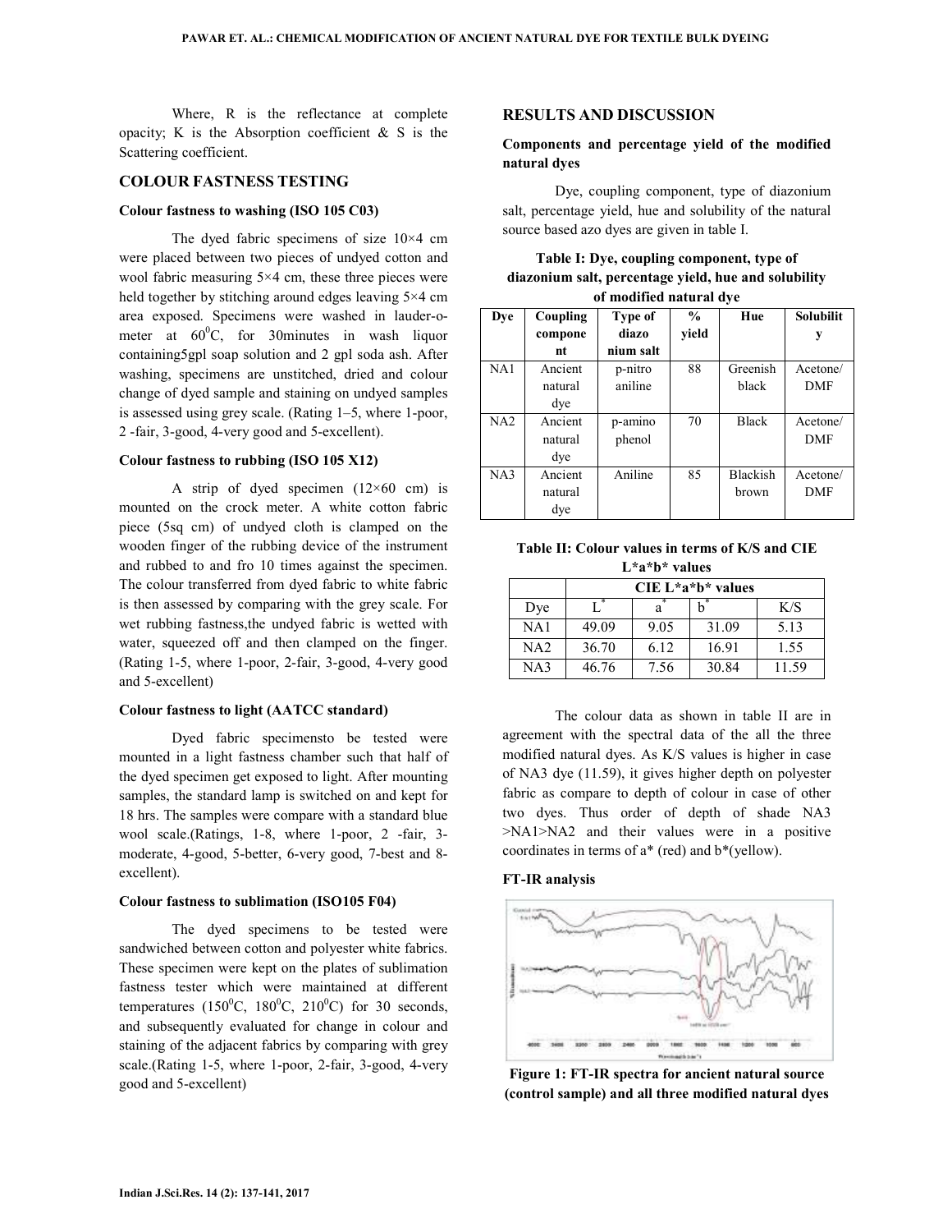Where, R is the reflectance at complete opacity; K is the Absorption coefficient & S is the Scattering coefficient.

## COLOUR FASTNESS TESTING

### Colour fastness to washing (ISO 105 C03)

The dyed fabric specimens of size 10×4 cm were placed between two pieces of undyed cotton and wool fabric measuring 5×4 cm, these three pieces were held together by stitching around edges leaving 5×4 cm area exposed. Specimens were washed in lauder-o-meter at $60^0$C, for 30minutes in wash liquor containing5gpl soap solution and 2 gpl soda ash. After washing, specimens are unstitched, dried and colour change of dyed sample and staining on undyed samples is assessed using grey scale. (Rating 1–5, where 1-poor, 2 -fair, 3-good, 4-very good and 5-excellent).

### Colour fastness to rubbing (ISO 105 X12)

A strip of dyed specimen (12×60 cm) is mounted on the crock meter. A white cotton fabric piece (5sq cm) of undyed cloth is clamped on the wooden finger of the rubbing device of the instrument and rubbed to and fro 10 times against the specimen. The colour transferred from dyed fabric to white fabric is then assessed by comparing with the grey scale. For wet rubbing fastness,the undyed fabric is wetted with water, squeezed off and then clamped on the finger. (Rating 1-5, where 1-poor, 2-fair, 3-good, 4-very good and 5-excellent)

### Colour fastness to light (AATCC standard)

Dyed fabric specimensto be tested were mounted in a light fastness chamber such that half of the dyed specimen get exposed to light. After mounting samples, the standard lamp is switched on and kept for 18 hrs. The samples were compare with a standard blue wool scale.(Ratings, 1-8, where 1-poor, 2 -fair, 3-moderate, 4-good, 5-better, 6-very good, 7-best and 8-excellent).

### Colour fastness to sublimation (ISO105 F04)

The dyed specimens to be tested were sandwiched between cotton and polyester white fabrics. These specimen were kept on the plates of sublimation fastness tester which were maintained at different temperatures ($150^0$C, $180^0$C, $210^0$C) for 30 seconds, and subsequently evaluated for change in colour and staining of the adjacent fabrics by comparing with grey scale.(Rating 1-5, where 1-poor, 2-fair, 3-good, 4-very good and 5-excellent)

## RESULTS AND DISCUSSION

### Components and percentage yield of the modified natural dyes

Dye, coupling component, type of diazonium salt, percentage yield, hue and solubility of the natural source based azo dyes are given in table I.

**Table I: Dye, coupling component, type of diazonium salt, percentage yield, hue and solubility of modified natural dye**

| Dye | Coupling component | Type of diazo nium salt | % yield | Hue | Solubility |
|---|---|---|---|---|---|
| NA1 | Ancient natural dye | p-nitro aniline | 88 | Greenish black | Acetone/ DMF |
| NA2 | Ancient natural dye | p-amino phenol | 70 | Black | Acetone/ DMF |
| NA3 | Ancient natural dye | Aniline | 85 | Blackish brown | Acetone/ DMF |

**Table II: Colour values in terms of K/S and CIE L\*a\*b\* values**

| | CIE L*a*b* values | | | |
|---|---|---|---|---|
| Dye | $L^*$ | $a^*$ | $b^*$ | K/S |
| NA1 | 49.09 | 9.05 | 31.09 | 5.13 |
| NA2 | 36.70 | 6.12 | 16.91 | 1.55 |
| NA3 | 46.76 | 7.56 | 30.84 | 11.59 |

The colour data as shown in table II are in agreement with the spectral data of the all the three modified natural dyes. As K/S values is higher in case of NA3 dye (11.59), it gives higher depth on polyester fabric as compare to depth of colour in case of other two dyes. Thus order of depth of shade NA3 >NA1>NA2 and their values were in a positive coordinates in terms of a* (red) and b*(yellow).

### FT-IR analysis

**Figure 1: FT-IR spectra for ancient natural source (control sample) and all three modified natural dyes**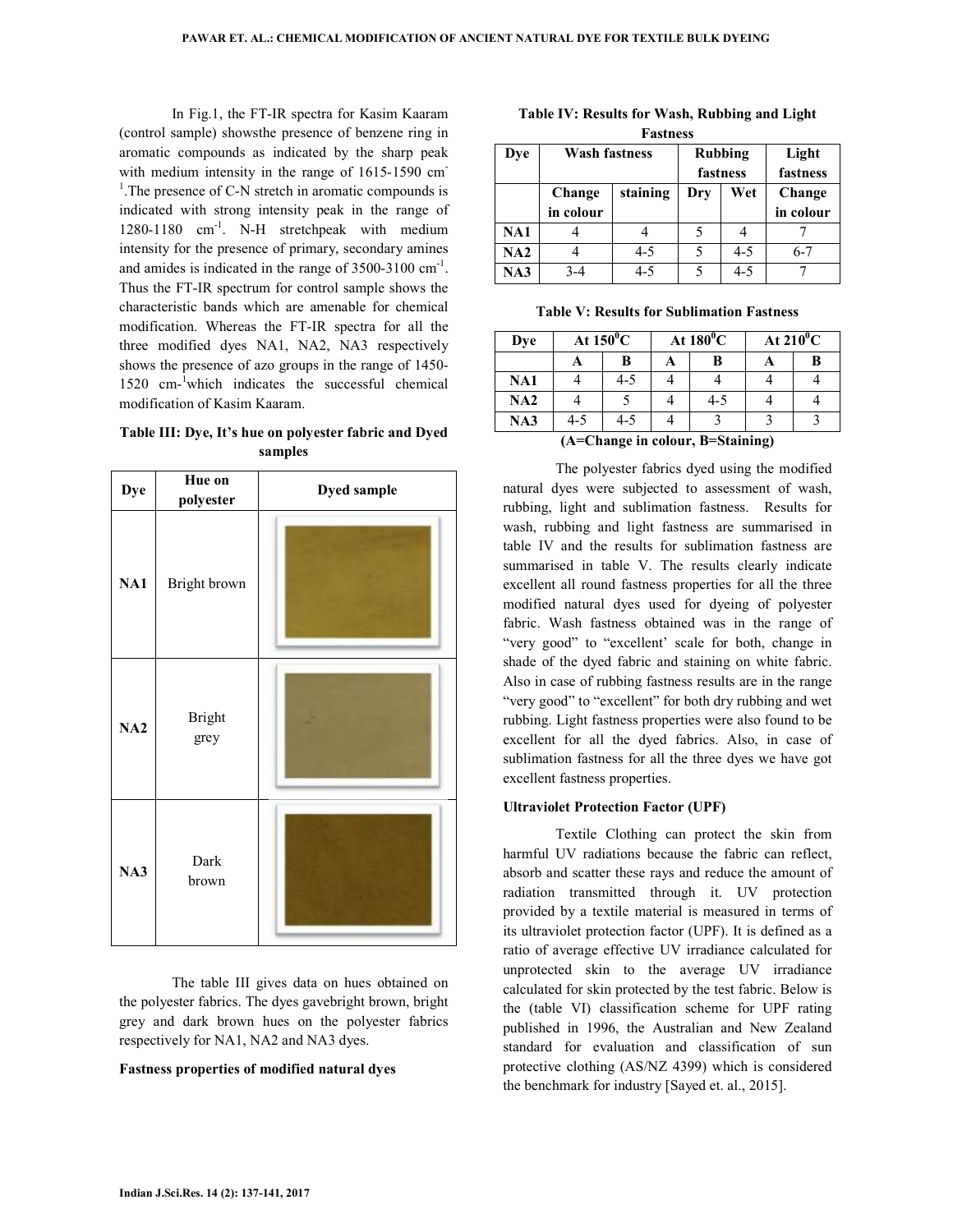In Fig.1, the FT-IR spectra for Kasim Kaaram (control sample) showsthe presence of benzene ring in aromatic compounds as indicated by the sharp peak with medium intensity in the range of 1615-1590 $cm^{-1}$.The presence of C-N stretch in aromatic compounds is indicated with strong intensity peak in the range of 1280-1180 $cm^{-1}$. N-H stretchpeak with medium intensity for the presence of primary, secondary amines and amides is indicated in the range of 3500-3100 $cm^{-1}$. Thus the FT-IR spectrum for control sample shows the characteristic bands which are amenable for chemical modification. Whereas the FT-IR spectra for all the three modified dyes NA1, NA2, NA3 respectively shows the presence of azo groups in the range of 1450-1520 $cm^{-1}$which indicates the successful chemical modification of Kasim Kaaram.

**Table III: Dye, It's hue on polyester fabric and Dyed samples**

| Dye | Hue on polyester | Dyed sample |
|---|---|---|
| NA1 | Bright brown | |
| NA2 | Bright grey | |
| NA3 | Dark brown | |

The table III gives data on hues obtained on the polyester fabrics. The dyes gavebright brown, bright grey and dark brown hues on the polyester fabrics respectively for NA1, NA2 and NA3 dyes.

**Fastness properties of modified natural dyes**

**Table IV: Results for Wash, Rubbing and Light Fastness**

| Dye | Wash fastness | | Rubbing fastness | | Light fastness |
|---|---|---|---|---|---|
| | Change in colour | staining | Dry | Wet | Change in colour |
| NA1 | 4 | 4 | 5 | 4 | 7 |
| NA2 | 4 | 4-5 | 5 | 4-5 | 6-7 |
| NA3 | 3-4 | 4-5 | 5 | 4-5 | 7 |

**Table V: Results for Sublimation Fastness**

| Dye | At $150^0C$ | | At $180^0C$ | | At $210^0C$ | |
|---|---|---|---|---|---|---|
| | A | B | A | B | A | B |
| NA1 | 4 | 4-5 | 4 | 4 | 4 | 4 |
| NA2 | 4 | 5 | 4 | 4-5 | 4 | 4 |
| NA3 | 4-5 | 4-5 | 4 | 3 | 3 | 3 |

**(A=Change in colour, B=Staining)**

The polyester fabrics dyed using the modified natural dyes were subjected to assessment of wash, rubbing, light and sublimation fastness. Results for wash, rubbing and light fastness are summarised in table IV and the results for sublimation fastness are summarised in table V. The results clearly indicate excellent all round fastness properties for all the three modified natural dyes used for dyeing of polyester fabric. Wash fastness obtained was in the range of "very good" to "excellent' scale for both, change in shade of the dyed fabric and staining on white fabric. Also in case of rubbing fastness results are in the range "very good" to "excellent" for both dry rubbing and wet rubbing. Light fastness properties were also found to be excellent for all the dyed fabrics. Also, in case of sublimation fastness for all the three dyes we have got excellent fastness properties.

**Ultraviolet Protection Factor (UPF)**

Textile Clothing can protect the skin from harmful UV radiations because the fabric can reflect, absorb and scatter these rays and reduce the amount of radiation transmitted through it. UV protection provided by a textile material is measured in terms of its ultraviolet protection factor (UPF). It is defined as a ratio of average effective UV irradiance calculated for unprotected skin to the average UV irradiance calculated for skin protected by the test fabric. Below is the (table VI) classification scheme for UPF rating published in 1996, the Australian and New Zealand standard for evaluation and classification of sun protective clothing (AS/NZ 4399) which is considered the benchmark for industry [Sayed et. al., 2015].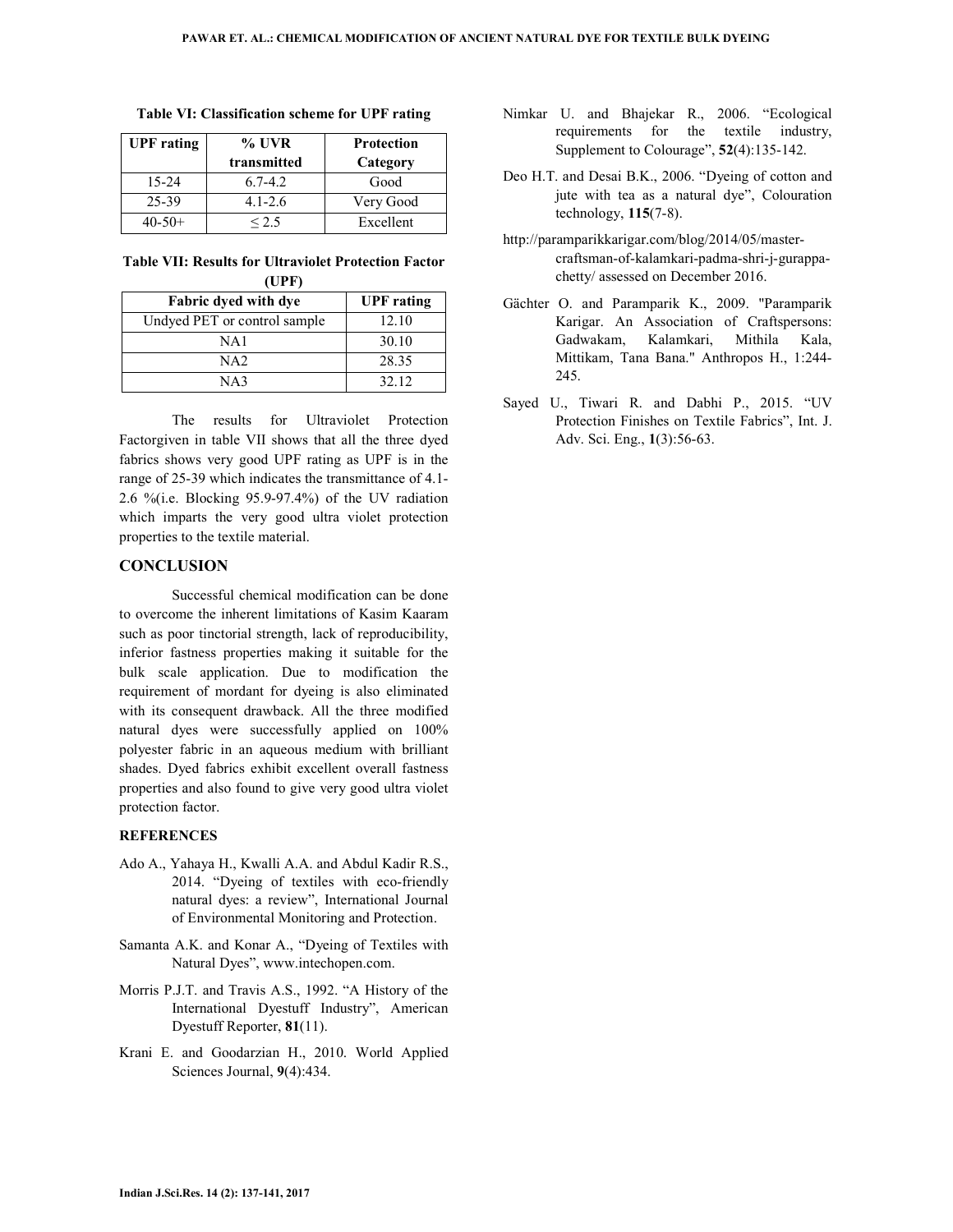**Table VI: Classification scheme for UPF rating**

| UPF rating | % UVR transmitted | Protection Category |
| --- | --- | --- |
| 15-24 | 6.7-4.2 | Good |
| 25-39 | 4.1-2.6 | Very Good |
| 40-50+ | ≤ 2.5 | Excellent |

**Table VII: Results for Ultraviolet Protection Factor (UPF)**

| Fabric dyed with dye | UPF rating |
| --- | --- |
| Undyed PET or control sample | 12.10 |
| NA1 | 30.10 |
| NA2 | 28.35 |
| NA3 | 32.12 |

The results for Ultraviolet Protection Factorgiven in table VII shows that all the three dyed fabrics shows very good UPF rating as UPF is in the range of 25-39 which indicates the transmittance of 4.1-2.6 %(i.e. Blocking 95.9-97.4%) of the UV radiation which imparts the very good ultra violet protection properties to the textile material.

## CONCLUSION

Successful chemical modification can be done to overcome the inherent limitations of Kasim Kaaram such as poor tinctorial strength, lack of reproducibility, inferior fastness properties making it suitable for the bulk scale application. Due to modification the requirement of mordant for dyeing is also eliminated with its consequent drawback. All the three modified natural dyes were successfully applied on 100% polyester fabric in an aqueous medium with brilliant shades. Dyed fabrics exhibit excellent overall fastness properties and also found to give very good ultra violet protection factor.

## REFERENCES

Ado A., Yahaya H., Kwalli A.A. and Abdul Kadir R.S., 2014. "Dyeing of textiles with eco-friendly natural dyes: a review", International Journal of Environmental Monitoring and Protection.

Samanta A.K. and Konar A., "Dyeing of Textiles with Natural Dyes", www.intechopen.com.

Morris P.J.T. and Travis A.S., 1992. "A History of the International Dyestuff Industry", American Dyestuff Reporter, **81**(11).

Krani E. and Goodarzian H., 2010. World Applied Sciences Journal, **9**(4):434.

Nimkar U. and Bhajekar R., 2006. "Ecological requirements for the textile industry, Supplement to Colourage", **52**(4):135-142.

Deo H.T. and Desai B.K., 2006. "Dyeing of cotton and jute with tea as a natural dye", Colouration technology, **115**(7-8).

http://paramparikkarigar.com/blog/2014/05/master-craftsman-of-kalamkari-padma-shri-j-gurappa-chetty/ assessed on December 2016.

Gächter O. and Paramparik K., 2009. "Paramparik Karigar. An Association of Craftspersons: Gadwakam, Kalamkari, Mithila Kala, Mittikam, Tana Bana." Anthropos H., 1:244-245.

Sayed U., Tiwari R. and Dabhi P., 2015. "UV Protection Finishes on Textile Fabrics", Int. J. Adv. Sci. Eng., **1**(3):56-63.